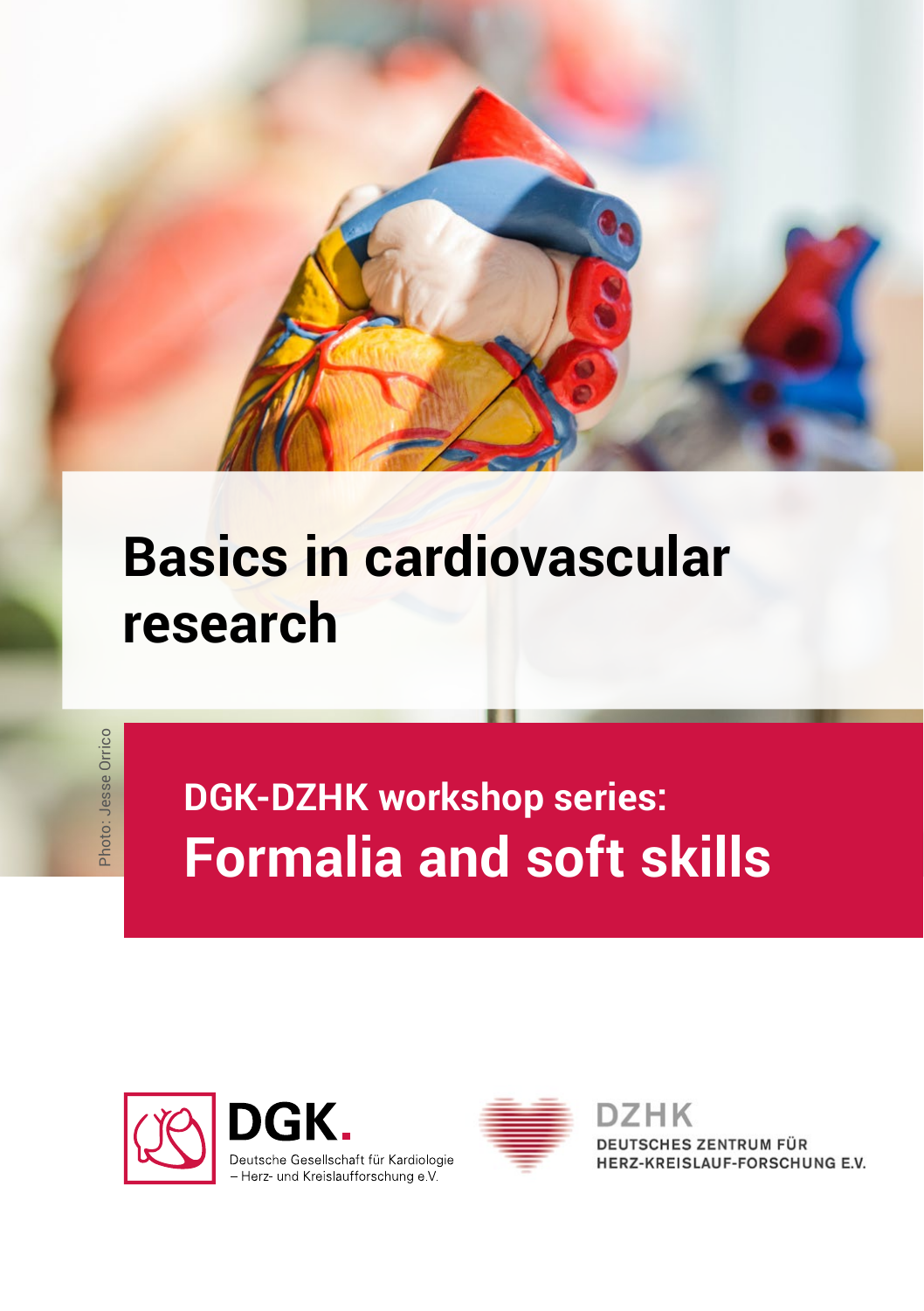# Basics in cardiovascular research

Photo: Jesse Orrico

## DGK-DZHK workshop series:
# Formalia and soft skills

DGK.
Deutsche Gesellschaft für Kardiologie
– Herz- und Kreislaufforschung e.V.

DZHK
DEUTSCHES ZENTRUM FÜR
HERZ-KREISLAUF-FORSCHUNG E.V.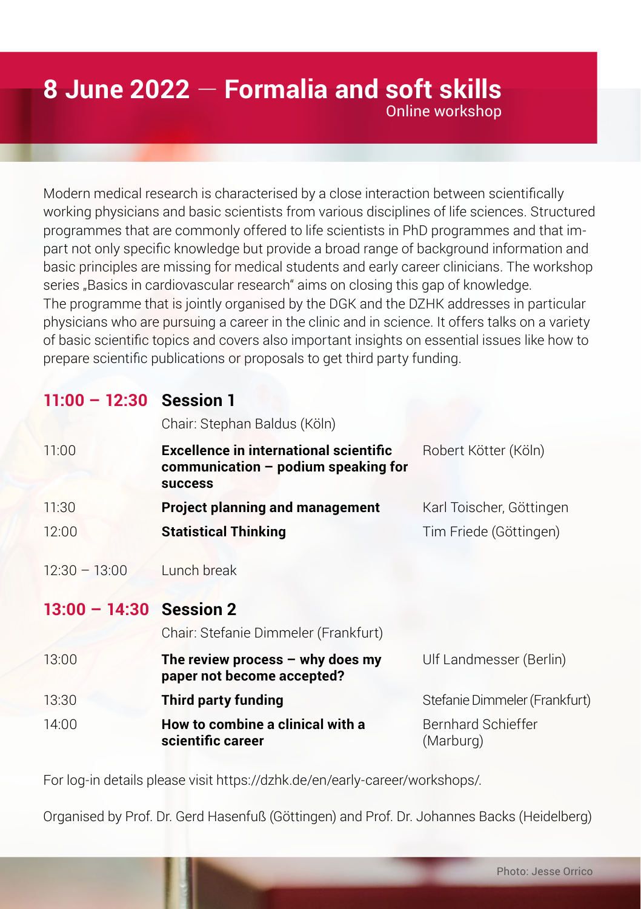# 8 June 2022 — Formalia and soft skills

Online workshop

Modern medical research is characterised by a close interaction between scientifically working physicians and basic scientists from various disciplines of life sciences. Structured programmes that are commonly offered to life scientists in PhD programmes and that impart not only specific knowledge but provide a broad range of background information and basic principles are missing for medical students and early career clinicians. The workshop series „Basics in cardiovascular research" aims on closing this gap of knowledge. The programme that is jointly organised by the DGK and the DZHK addresses in particular physicians who are pursuing a career in the clinic and in science. It offers talks on a variety of basic scientific topics and covers also important insights on essential issues like how to prepare scientific publications or proposals to get third party funding.

| | | |
|---|---|---|
| **11:00 – 12:30** | **Session 1** | |
| | Chair: Stephan Baldus (Köln) | |
| 11:00 | **Excellence in international scientific communication – podium speaking for success** | Robert Kötter (Köln) |
| 11:30 | **Project planning and management** | Karl Toischer, Göttingen |
| 12:00 | **Statistical Thinking** | Tim Friede (Göttingen) |
| 12:30 – 13:00 | Lunch break | |
| **13:00 – 14:30** | **Session 2** | |
| | Chair: Stefanie Dimmeler (Frankfurt) | |
| 13:00 | **The review process – why does my paper not become accepted?** | Ulf Landmesser (Berlin) |
| 13:30 | **Third party funding** | Stefanie Dimmeler (Frankfurt) |
| 14:00 | **How to combine a clinical with a scientific career** | Bernhard Schieffer (Marburg) |

For log-in details please visit https://dzhk.de/en/early-career/workshops/.

Organised by Prof. Dr. Gerd Hasenfuß (Göttingen) and Prof. Dr. Johannes Backs (Heidelberg)

Photo: Jesse Orrico